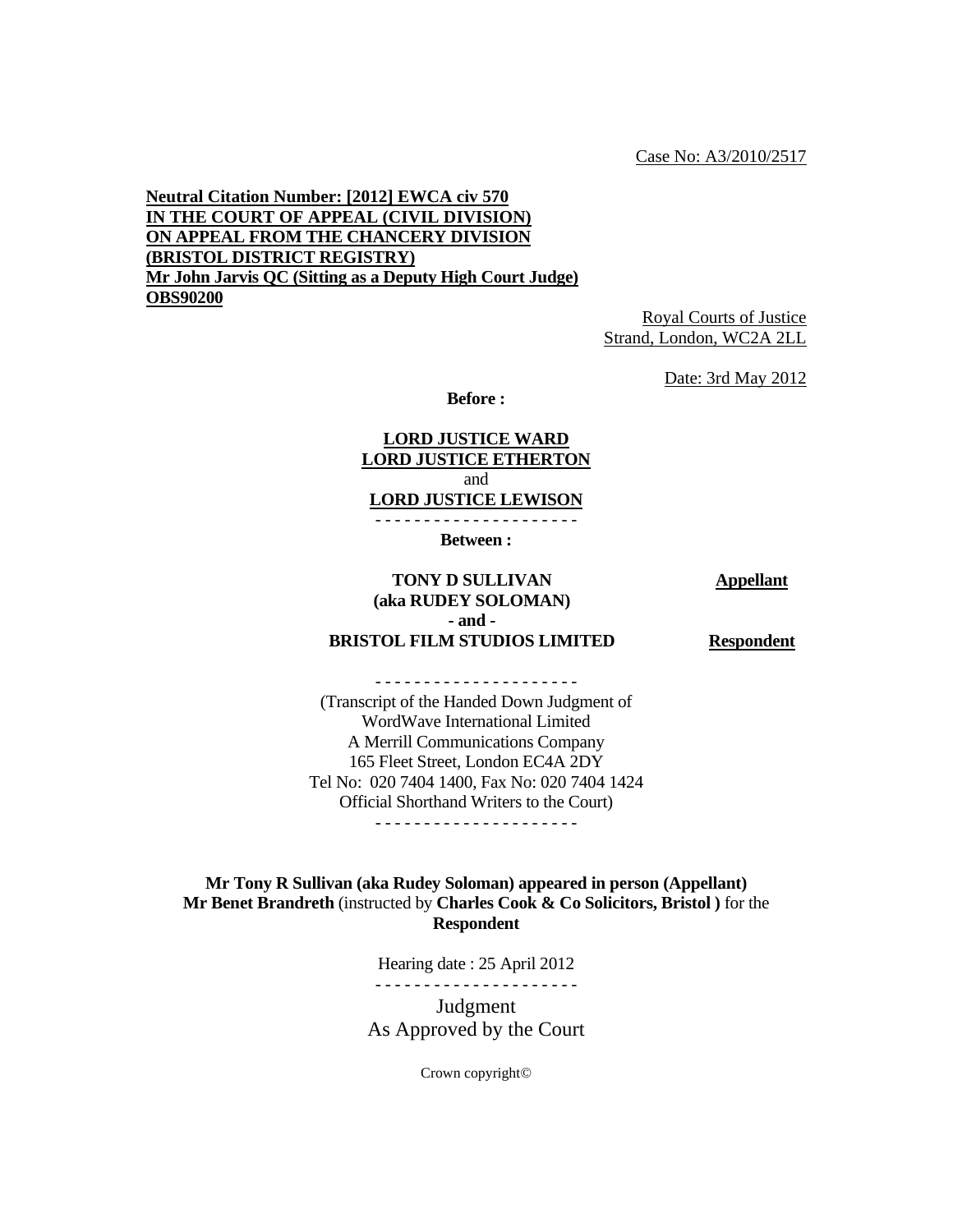Case No: A3/2010/2517

**Neutral Citation Number: [2012] EWCA civ 570**
**IN THE COURT OF APPEAL (CIVIL DIVISION)**
**ON APPEAL FROM THE CHANCERY DIVISION**
**(BRISTOL DISTRICT REGISTRY)**
**Mr John Jarvis QC (Sitting as a Deputy High Court Judge)**
**OBS90200**

Royal Courts of Justice
Strand, London, WC2A 2LL

Date: 3rd May 2012

**Before :**

**LORD JUSTICE WARD**
**LORD JUSTICE ETHERTON**
and
**LORD JUSTICE LEWISON**

- - - - - - - - - - - - - - - - - - - - -

**Between :**

| | |
|---|---|
| **TONY D SULLIVAN (aka RUDEY SOLOMAN)** | **Appellant** |
| **- and -** | |
| **BRISTOL FILM STUDIOS LIMITED** | **Respondent** |

- - - - - - - - - - - - - - - - - - - - -

(Transcript of the Handed Down Judgment of
WordWave International Limited
A Merrill Communications Company
165 Fleet Street, London EC4A 2DY
Tel No: 020 7404 1400, Fax No: 020 7404 1424
Official Shorthand Writers to the Court)

- - - - - - - - - - - - - - - - - - - - -

**Mr Tony R Sullivan (aka Rudey Soloman) appeared in person (Appellant)**
**Mr Benet Brandreth** (instructed by **Charles Cook & Co Solicitors, Bristol )** for the **Respondent**

Hearing date : 25 April 2012

- - - - - - - - - - - - - - - - - - - - -

Judgment
As Approved by the Court

Crown copyright©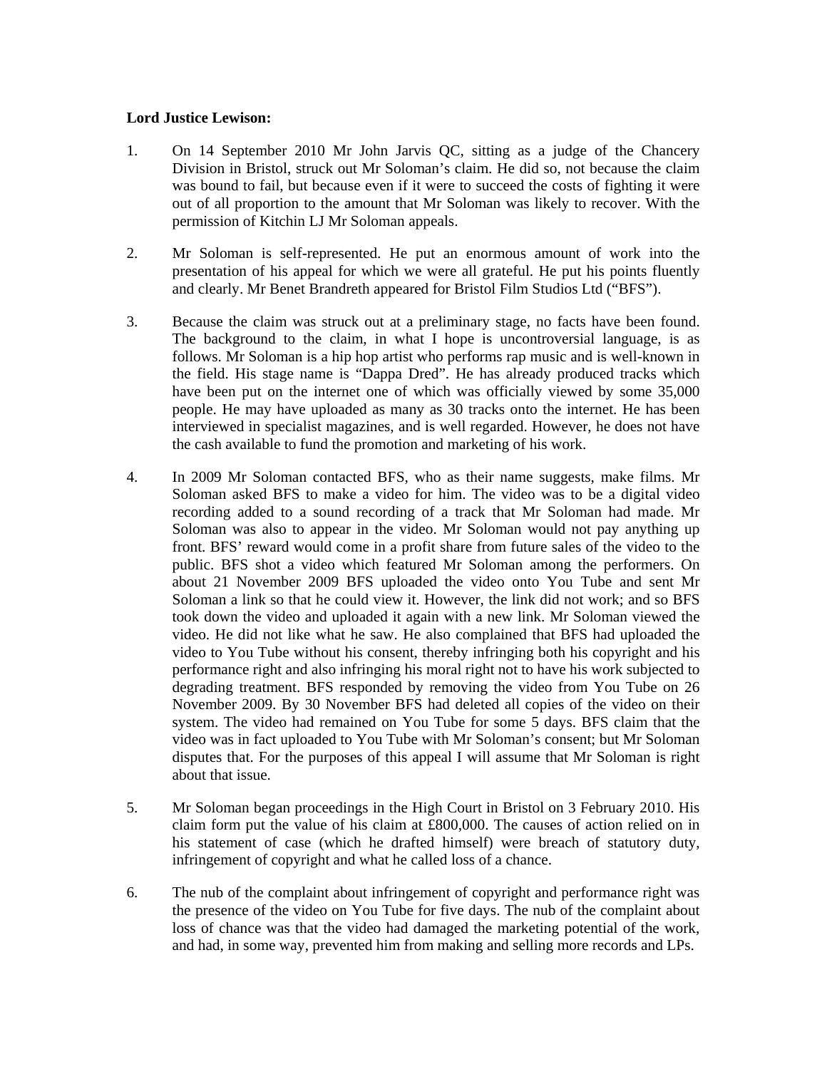**Lord Justice Lewison:**

1. On 14 September 2010 Mr John Jarvis QC, sitting as a judge of the Chancery Division in Bristol, struck out Mr Soloman's claim. He did so, not because the claim was bound to fail, but because even if it were to succeed the costs of fighting it were out of all proportion to the amount that Mr Soloman was likely to recover. With the permission of Kitchin LJ Mr Soloman appeals.

2. Mr Soloman is self-represented. He put an enormous amount of work into the presentation of his appeal for which we were all grateful. He put his points fluently and clearly. Mr Benet Brandreth appeared for Bristol Film Studios Ltd ("BFS").

3. Because the claim was struck out at a preliminary stage, no facts have been found. The background to the claim, in what I hope is uncontroversial language, is as follows. Mr Soloman is a hip hop artist who performs rap music and is well-known in the field. His stage name is "Dappa Dred". He has already produced tracks which have been put on the internet one of which was officially viewed by some 35,000 people. He may have uploaded as many as 30 tracks onto the internet. He has been interviewed in specialist magazines, and is well regarded. However, he does not have the cash available to fund the promotion and marketing of his work.

4. In 2009 Mr Soloman contacted BFS, who as their name suggests, make films. Mr Soloman asked BFS to make a video for him. The video was to be a digital video recording added to a sound recording of a track that Mr Soloman had made. Mr Soloman was also to appear in the video. Mr Soloman would not pay anything up front. BFS' reward would come in a profit share from future sales of the video to the public. BFS shot a video which featured Mr Soloman among the performers. On about 21 November 2009 BFS uploaded the video onto You Tube and sent Mr Soloman a link so that he could view it. However, the link did not work; and so BFS took down the video and uploaded it again with a new link. Mr Soloman viewed the video. He did not like what he saw. He also complained that BFS had uploaded the video to You Tube without his consent, thereby infringing both his copyright and his performance right and also infringing his moral right not to have his work subjected to degrading treatment. BFS responded by removing the video from You Tube on 26 November 2009. By 30 November BFS had deleted all copies of the video on their system. The video had remained on You Tube for some 5 days. BFS claim that the video was in fact uploaded to You Tube with Mr Soloman's consent; but Mr Soloman disputes that. For the purposes of this appeal I will assume that Mr Soloman is right about that issue.

5. Mr Soloman began proceedings in the High Court in Bristol on 3 February 2010. His claim form put the value of his claim at £800,000. The causes of action relied on in his statement of case (which he drafted himself) were breach of statutory duty, infringement of copyright and what he called loss of a chance.

6. The nub of the complaint about infringement of copyright and performance right was the presence of the video on You Tube for five days. The nub of the complaint about loss of chance was that the video had damaged the marketing potential of the work, and had, in some way, prevented him from making and selling more records and LPs.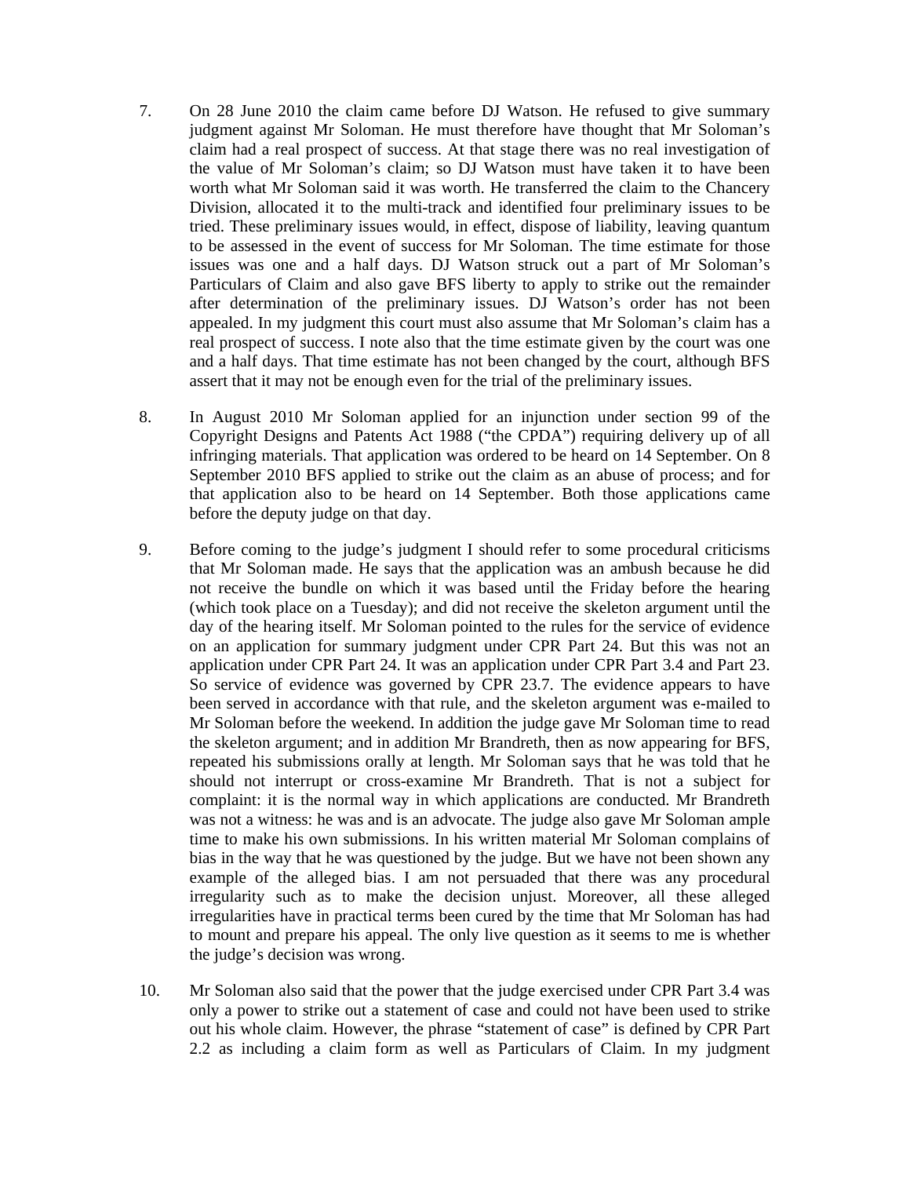7. On 28 June 2010 the claim came before DJ Watson. He refused to give summary judgment against Mr Soloman. He must therefore have thought that Mr Soloman's claim had a real prospect of success. At that stage there was no real investigation of the value of Mr Soloman's claim; so DJ Watson must have taken it to have been worth what Mr Soloman said it was worth. He transferred the claim to the Chancery Division, allocated it to the multi-track and identified four preliminary issues to be tried. These preliminary issues would, in effect, dispose of liability, leaving quantum to be assessed in the event of success for Mr Soloman. The time estimate for those issues was one and a half days. DJ Watson struck out a part of Mr Soloman's Particulars of Claim and also gave BFS liberty to apply to strike out the remainder after determination of the preliminary issues. DJ Watson's order has not been appealed. In my judgment this court must also assume that Mr Soloman's claim has a real prospect of success. I note also that the time estimate given by the court was one and a half days. That time estimate has not been changed by the court, although BFS assert that it may not be enough even for the trial of the preliminary issues.

8. In August 2010 Mr Soloman applied for an injunction under section 99 of the Copyright Designs and Patents Act 1988 ("the CPDA") requiring delivery up of all infringing materials. That application was ordered to be heard on 14 September. On 8 September 2010 BFS applied to strike out the claim as an abuse of process; and for that application also to be heard on 14 September. Both those applications came before the deputy judge on that day.

9. Before coming to the judge's judgment I should refer to some procedural criticisms that Mr Soloman made. He says that the application was an ambush because he did not receive the bundle on which it was based until the Friday before the hearing (which took place on a Tuesday); and did not receive the skeleton argument until the day of the hearing itself. Mr Soloman pointed to the rules for the service of evidence on an application for summary judgment under CPR Part 24. But this was not an application under CPR Part 24. It was an application under CPR Part 3.4 and Part 23. So service of evidence was governed by CPR 23.7. The evidence appears to have been served in accordance with that rule, and the skeleton argument was e-mailed to Mr Soloman before the weekend. In addition the judge gave Mr Soloman time to read the skeleton argument; and in addition Mr Brandreth, then as now appearing for BFS, repeated his submissions orally at length. Mr Soloman says that he was told that he should not interrupt or cross-examine Mr Brandreth. That is not a subject for complaint: it is the normal way in which applications are conducted. Mr Brandreth was not a witness: he was and is an advocate. The judge also gave Mr Soloman ample time to make his own submissions. In his written material Mr Soloman complains of bias in the way that he was questioned by the judge. But we have not been shown any example of the alleged bias. I am not persuaded that there was any procedural irregularity such as to make the decision unjust. Moreover, all these alleged irregularities have in practical terms been cured by the time that Mr Soloman has had to mount and prepare his appeal. The only live question as it seems to me is whether the judge's decision was wrong.

10. Mr Soloman also said that the power that the judge exercised under CPR Part 3.4 was only a power to strike out a statement of case and could not have been used to strike out his whole claim. However, the phrase "statement of case" is defined by CPR Part 2.2 as including a claim form as well as Particulars of Claim. In my judgment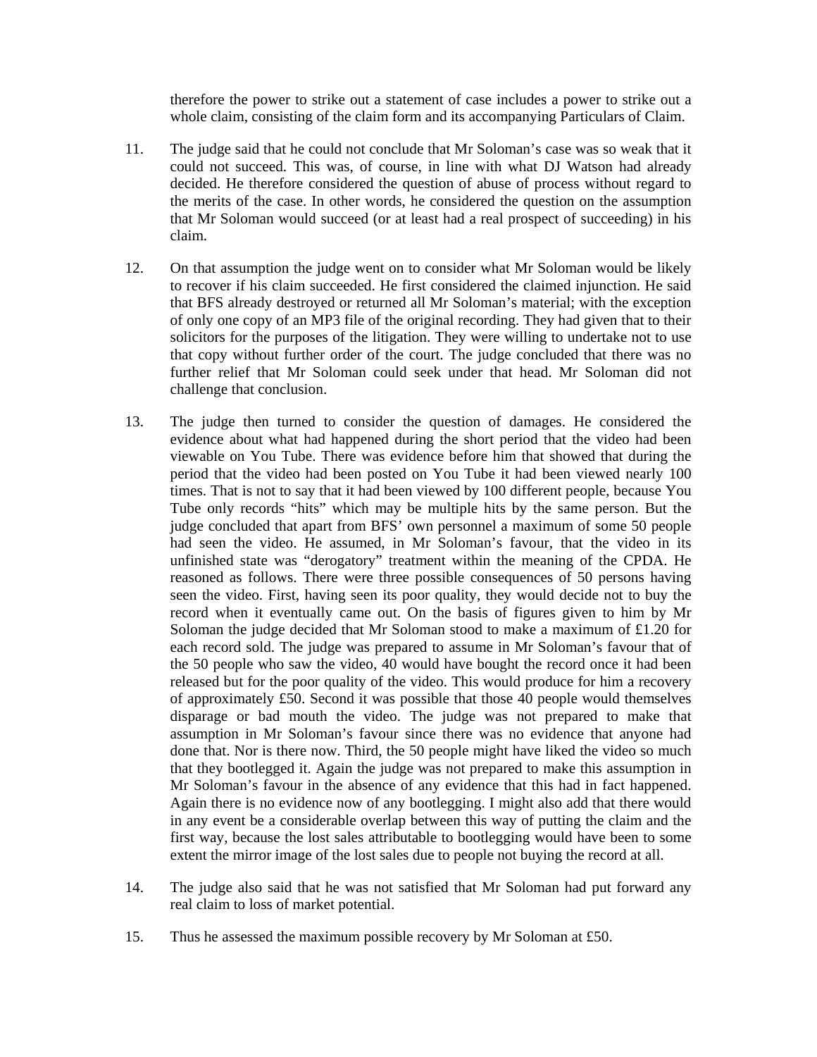therefore the power to strike out a statement of case includes a power to strike out a whole claim, consisting of the claim form and its accompanying Particulars of Claim.

11. The judge said that he could not conclude that Mr Soloman's case was so weak that it could not succeed. This was, of course, in line with what DJ Watson had already decided. He therefore considered the question of abuse of process without regard to the merits of the case. In other words, he considered the question on the assumption that Mr Soloman would succeed (or at least had a real prospect of succeeding) in his claim.

12. On that assumption the judge went on to consider what Mr Soloman would be likely to recover if his claim succeeded. He first considered the claimed injunction. He said that BFS already destroyed or returned all Mr Soloman's material; with the exception of only one copy of an MP3 file of the original recording. They had given that to their solicitors for the purposes of the litigation. They were willing to undertake not to use that copy without further order of the court. The judge concluded that there was no further relief that Mr Soloman could seek under that head. Mr Soloman did not challenge that conclusion.

13. The judge then turned to consider the question of damages. He considered the evidence about what had happened during the short period that the video had been viewable on You Tube. There was evidence before him that showed that during the period that the video had been posted on You Tube it had been viewed nearly 100 times. That is not to say that it had been viewed by 100 different people, because You Tube only records "hits" which may be multiple hits by the same person. But the judge concluded that apart from BFS' own personnel a maximum of some 50 people had seen the video. He assumed, in Mr Soloman's favour, that the video in its unfinished state was "derogatory" treatment within the meaning of the CPDA. He reasoned as follows. There were three possible consequences of 50 persons having seen the video. First, having seen its poor quality, they would decide not to buy the record when it eventually came out. On the basis of figures given to him by Mr Soloman the judge decided that Mr Soloman stood to make a maximum of £1.20 for each record sold. The judge was prepared to assume in Mr Soloman's favour that of the 50 people who saw the video, 40 would have bought the record once it had been released but for the poor quality of the video. This would produce for him a recovery of approximately £50. Second it was possible that those 40 people would themselves disparage or bad mouth the video. The judge was not prepared to make that assumption in Mr Soloman's favour since there was no evidence that anyone had done that. Nor is there now. Third, the 50 people might have liked the video so much that they bootlegged it. Again the judge was not prepared to make this assumption in Mr Soloman's favour in the absence of any evidence that this had in fact happened. Again there is no evidence now of any bootlegging. I might also add that there would in any event be a considerable overlap between this way of putting the claim and the first way, because the lost sales attributable to bootlegging would have been to some extent the mirror image of the lost sales due to people not buying the record at all.

14. The judge also said that he was not satisfied that Mr Soloman had put forward any real claim to loss of market potential.

15. Thus he assessed the maximum possible recovery by Mr Soloman at £50.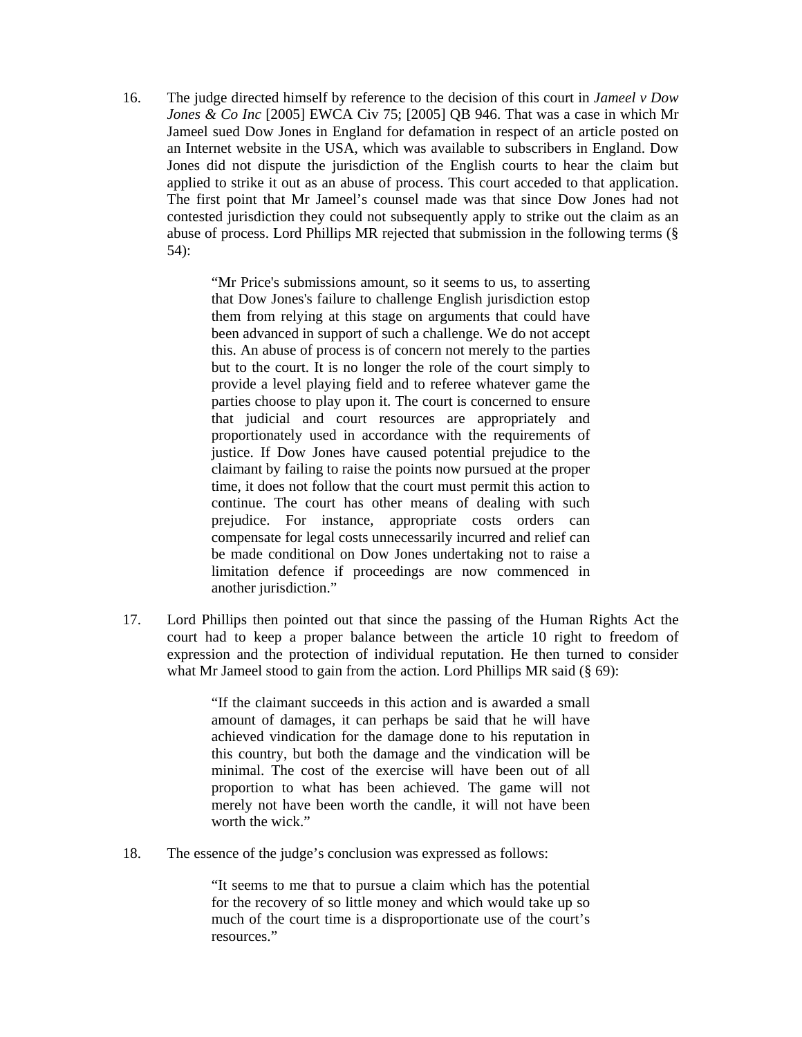16. The judge directed himself by reference to the decision of this court in *Jameel v Dow Jones & Co Inc* [2005] EWCA Civ 75; [2005] QB 946. That was a case in which Mr Jameel sued Dow Jones in England for defamation in respect of an article posted on an Internet website in the USA, which was available to subscribers in England. Dow Jones did not dispute the jurisdiction of the English courts to hear the claim but applied to strike it out as an abuse of process. This court acceded to that application. The first point that Mr Jameel's counsel made was that since Dow Jones had not contested jurisdiction they could not subsequently apply to strike out the claim as an abuse of process. Lord Phillips MR rejected that submission in the following terms (§ 54):

> "Mr Price's submissions amount, so it seems to us, to asserting that Dow Jones's failure to challenge English jurisdiction estop them from relying at this stage on arguments that could have been advanced in support of such a challenge. We do not accept this. An abuse of process is of concern not merely to the parties but to the court. It is no longer the role of the court simply to provide a level playing field and to referee whatever game the parties choose to play upon it. The court is concerned to ensure that judicial and court resources are appropriately and proportionately used in accordance with the requirements of justice. If Dow Jones have caused potential prejudice to the claimant by failing to raise the points now pursued at the proper time, it does not follow that the court must permit this action to continue. The court has other means of dealing with such prejudice. For instance, appropriate costs orders can compensate for legal costs unnecessarily incurred and relief can be made conditional on Dow Jones undertaking not to raise a limitation defence if proceedings are now commenced in another jurisdiction."

17. Lord Phillips then pointed out that since the passing of the Human Rights Act the court had to keep a proper balance between the article 10 right to freedom of expression and the protection of individual reputation. He then turned to consider what Mr Jameel stood to gain from the action. Lord Phillips MR said (§ 69):

> "If the claimant succeeds in this action and is awarded a small amount of damages, it can perhaps be said that he will have achieved vindication for the damage done to his reputation in this country, but both the damage and the vindication will be minimal. The cost of the exercise will have been out of all proportion to what has been achieved. The game will not merely not have been worth the candle, it will not have been worth the wick."

18. The essence of the judge's conclusion was expressed as follows:

> "It seems to me that to pursue a claim which has the potential for the recovery of so little money and which would take up so much of the court time is a disproportionate use of the court's resources."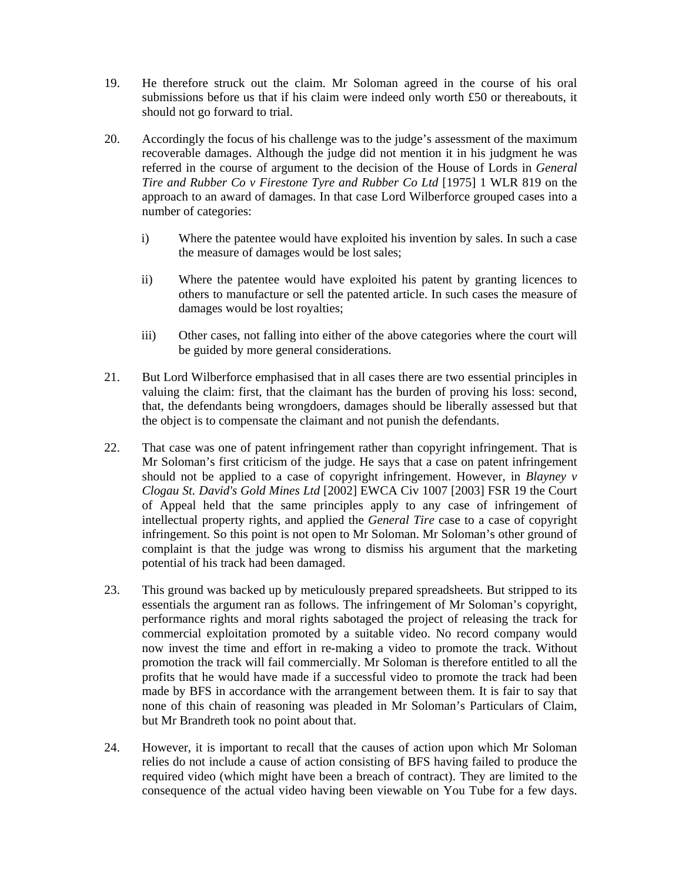19. He therefore struck out the claim. Mr Soloman agreed in the course of his oral submissions before us that if his claim were indeed only worth £50 or thereabouts, it should not go forward to trial.

20. Accordingly the focus of his challenge was to the judge's assessment of the maximum recoverable damages. Although the judge did not mention it in his judgment he was referred in the course of argument to the decision of the House of Lords in *General Tire and Rubber Co v Firestone Tyre and Rubber Co Ltd* [1975] 1 WLR 819 on the approach to an award of damages. In that case Lord Wilberforce grouped cases into a number of categories:

    i) Where the patentee would have exploited his invention by sales. In such a case the measure of damages would be lost sales;

    ii) Where the patentee would have exploited his patent by granting licences to others to manufacture or sell the patented article. In such cases the measure of damages would be lost royalties;

    iii) Other cases, not falling into either of the above categories where the court will be guided by more general considerations.

21. But Lord Wilberforce emphasised that in all cases there are two essential principles in valuing the claim: first, that the claimant has the burden of proving his loss: second, that, the defendants being wrongdoers, damages should be liberally assessed but that the object is to compensate the claimant and not punish the defendants.

22. That case was one of patent infringement rather than copyright infringement. That is Mr Soloman's first criticism of the judge. He says that a case on patent infringement should not be applied to a case of copyright infringement. However, in *Blayney v Clogau St. David's Gold Mines Ltd* [2002] EWCA Civ 1007 [2003] FSR 19 the Court of Appeal held that the same principles apply to any case of infringement of intellectual property rights, and applied the *General Tire* case to a case of copyright infringement. So this point is not open to Mr Soloman. Mr Soloman's other ground of complaint is that the judge was wrong to dismiss his argument that the marketing potential of his track had been damaged.

23. This ground was backed up by meticulously prepared spreadsheets. But stripped to its essentials the argument ran as follows. The infringement of Mr Soloman's copyright, performance rights and moral rights sabotaged the project of releasing the track for commercial exploitation promoted by a suitable video. No record company would now invest the time and effort in re-making a video to promote the track. Without promotion the track will fail commercially. Mr Soloman is therefore entitled to all the profits that he would have made if a successful video to promote the track had been made by BFS in accordance with the arrangement between them. It is fair to say that none of this chain of reasoning was pleaded in Mr Soloman's Particulars of Claim, but Mr Brandreth took no point about that.

24. However, it is important to recall that the causes of action upon which Mr Soloman relies do not include a cause of action consisting of BFS having failed to produce the required video (which might have been a breach of contract). They are limited to the consequence of the actual video having been viewable on You Tube for a few days.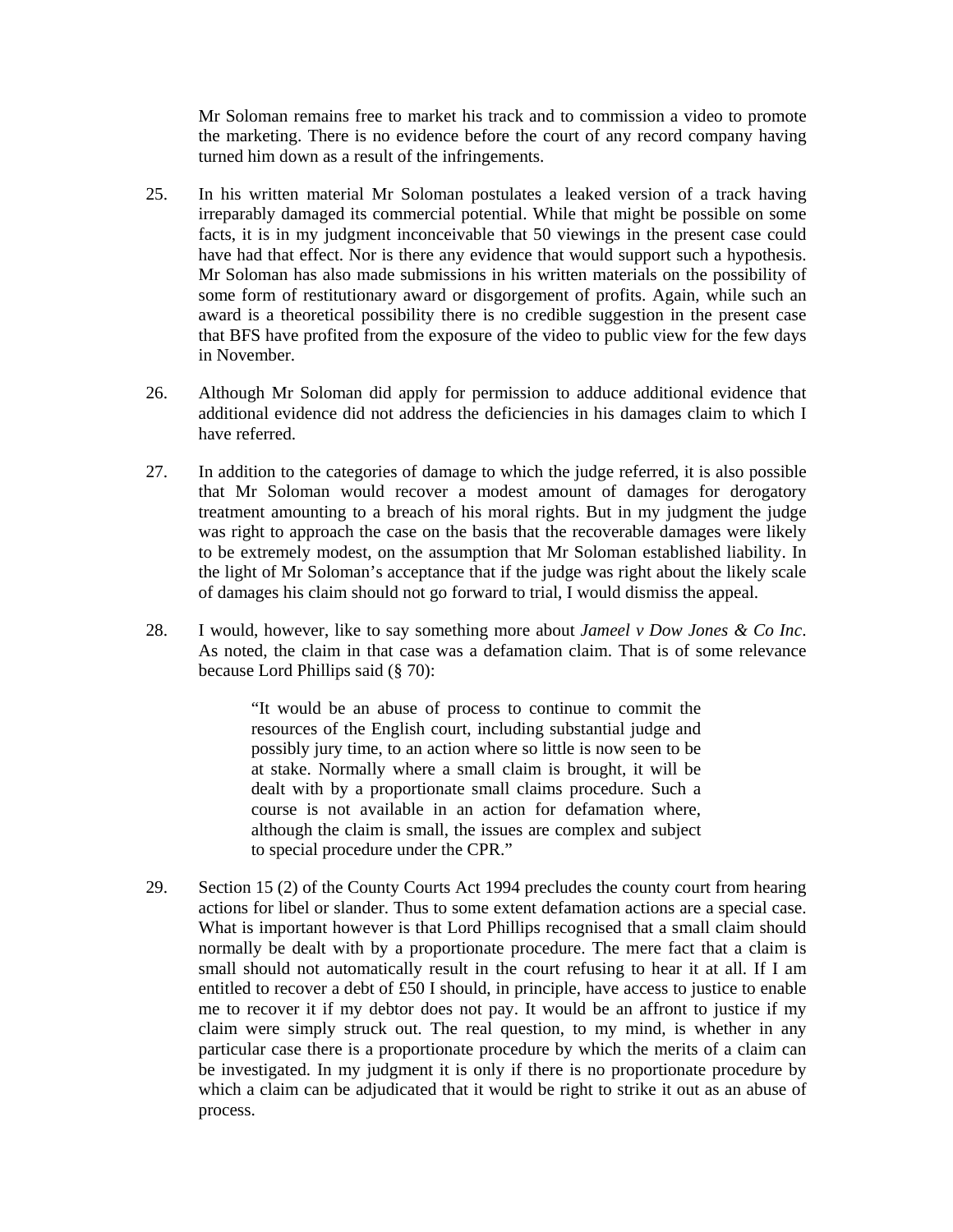Mr Soloman remains free to market his track and to commission a video to promote the marketing. There is no evidence before the court of any record company having turned him down as a result of the infringements.

25. In his written material Mr Soloman postulates a leaked version of a track having irreparably damaged its commercial potential. While that might be possible on some facts, it is in my judgment inconceivable that 50 viewings in the present case could have had that effect. Nor is there any evidence that would support such a hypothesis. Mr Soloman has also made submissions in his written materials on the possibility of some form of restitutionary award or disgorgement of profits. Again, while such an award is a theoretical possibility there is no credible suggestion in the present case that BFS have profited from the exposure of the video to public view for the few days in November.

26. Although Mr Soloman did apply for permission to adduce additional evidence that additional evidence did not address the deficiencies in his damages claim to which I have referred.

27. In addition to the categories of damage to which the judge referred, it is also possible that Mr Soloman would recover a modest amount of damages for derogatory treatment amounting to a breach of his moral rights. But in my judgment the judge was right to approach the case on the basis that the recoverable damages were likely to be extremely modest, on the assumption that Mr Soloman established liability. In the light of Mr Soloman's acceptance that if the judge was right about the likely scale of damages his claim should not go forward to trial, I would dismiss the appeal.

28. I would, however, like to say something more about *Jameel v Dow Jones & Co Inc*. As noted, the claim in that case was a defamation claim. That is of some relevance because Lord Phillips said (§ 70):

> "It would be an abuse of process to continue to commit the resources of the English court, including substantial judge and possibly jury time, to an action where so little is now seen to be at stake. Normally where a small claim is brought, it will be dealt with by a proportionate small claims procedure. Such a course is not available in an action for defamation where, although the claim is small, the issues are complex and subject to special procedure under the CPR."

29. Section 15 (2) of the County Courts Act 1994 precludes the county court from hearing actions for libel or slander. Thus to some extent defamation actions are a special case. What is important however is that Lord Phillips recognised that a small claim should normally be dealt with by a proportionate procedure. The mere fact that a claim is small should not automatically result in the court refusing to hear it at all. If I am entitled to recover a debt of £50 I should, in principle, have access to justice to enable me to recover it if my debtor does not pay. It would be an affront to justice if my claim were simply struck out. The real question, to my mind, is whether in any particular case there is a proportionate procedure by which the merits of a claim can be investigated. In my judgment it is only if there is no proportionate procedure by which a claim can be adjudicated that it would be right to strike it out as an abuse of process.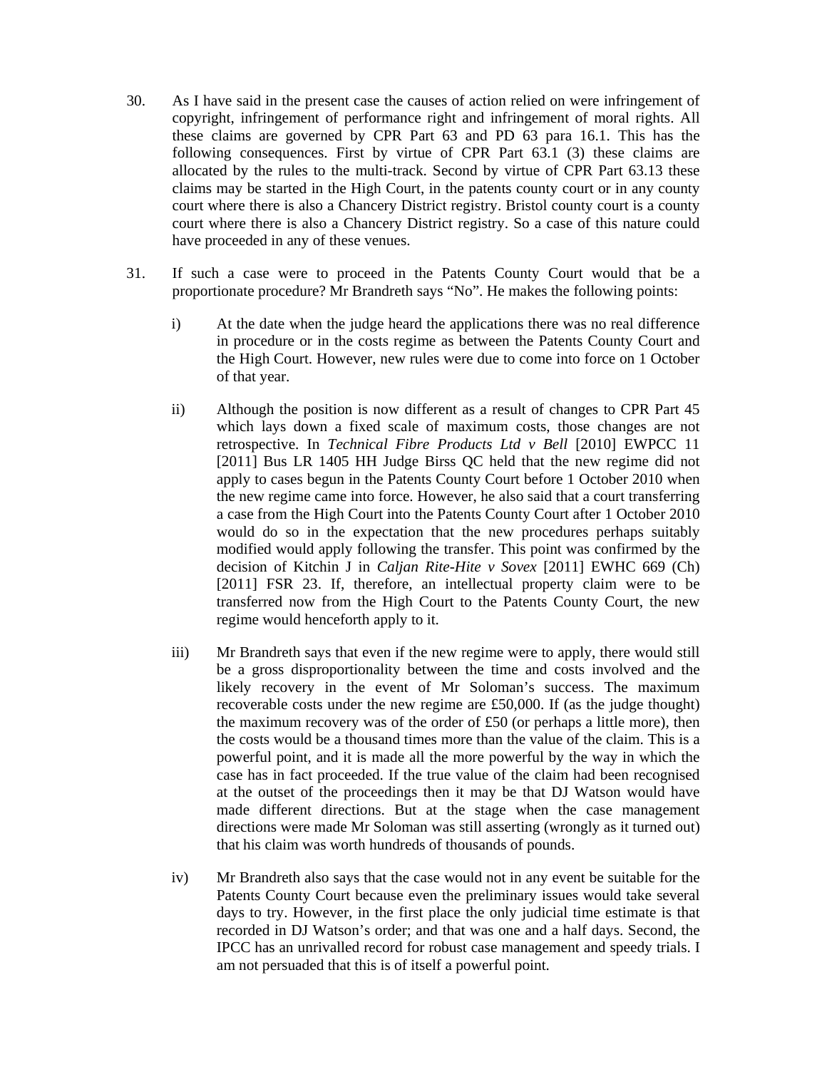30. As I have said in the present case the causes of action relied on were infringement of copyright, infringement of performance right and infringement of moral rights. All these claims are governed by CPR Part 63 and PD 63 para 16.1. This has the following consequences. First by virtue of CPR Part 63.1 (3) these claims are allocated by the rules to the multi-track. Second by virtue of CPR Part 63.13 these claims may be started in the High Court, in the patents county court or in any county court where there is also a Chancery District registry. Bristol county court is a county court where there is also a Chancery District registry. So a case of this nature could have proceeded in any of these venues.

31. If such a case were to proceed in the Patents County Court would that be a proportionate procedure? Mr Brandreth says "No". He makes the following points:

    i) At the date when the judge heard the applications there was no real difference in procedure or in the costs regime as between the Patents County Court and the High Court. However, new rules were due to come into force on 1 October of that year.

    ii) Although the position is now different as a result of changes to CPR Part 45 which lays down a fixed scale of maximum costs, those changes are not retrospective. In *Technical Fibre Products Ltd v Bell* [2010] EWPCC 11 [2011] Bus LR 1405 HH Judge Birss QC held that the new regime did not apply to cases begun in the Patents County Court before 1 October 2010 when the new regime came into force. However, he also said that a court transferring a case from the High Court into the Patents County Court after 1 October 2010 would do so in the expectation that the new procedures perhaps suitably modified would apply following the transfer. This point was confirmed by the decision of Kitchin J in *Caljan Rite-Hite v Sovex* [2011] EWHC 669 (Ch) [2011] FSR 23. If, therefore, an intellectual property claim were to be transferred now from the High Court to the Patents County Court, the new regime would henceforth apply to it.

    iii) Mr Brandreth says that even if the new regime were to apply, there would still be a gross disproportionality between the time and costs involved and the likely recovery in the event of Mr Soloman's success. The maximum recoverable costs under the new regime are £50,000. If (as the judge thought) the maximum recovery was of the order of £50 (or perhaps a little more), then the costs would be a thousand times more than the value of the claim. This is a powerful point, and it is made all the more powerful by the way in which the case has in fact proceeded. If the true value of the claim had been recognised at the outset of the proceedings then it may be that DJ Watson would have made different directions. But at the stage when the case management directions were made Mr Soloman was still asserting (wrongly as it turned out) that his claim was worth hundreds of thousands of pounds.

    iv) Mr Brandreth also says that the case would not in any event be suitable for the Patents County Court because even the preliminary issues would take several days to try. However, in the first place the only judicial time estimate is that recorded in DJ Watson's order; and that was one and a half days. Second, the IPCC has an unrivalled record for robust case management and speedy trials. I am not persuaded that this is of itself a powerful point.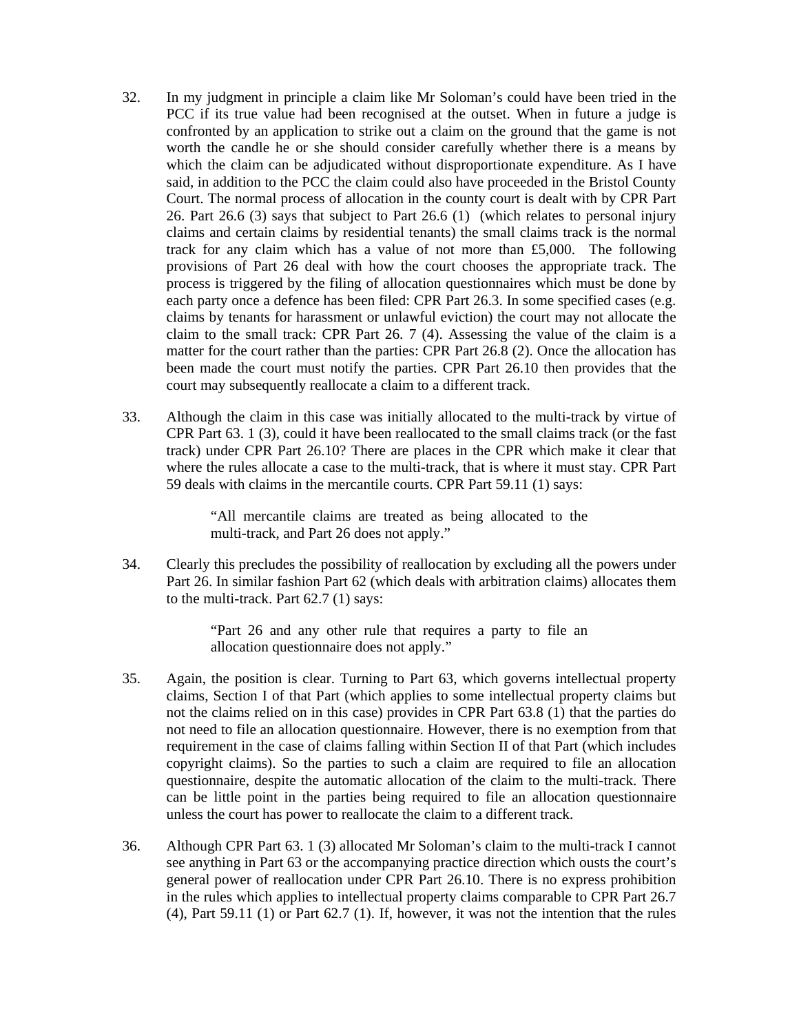32. In my judgment in principle a claim like Mr Soloman's could have been tried in the PCC if its true value had been recognised at the outset. When in future a judge is confronted by an application to strike out a claim on the ground that the game is not worth the candle he or she should consider carefully whether there is a means by which the claim can be adjudicated without disproportionate expenditure. As I have said, in addition to the PCC the claim could also have proceeded in the Bristol County Court. The normal process of allocation in the county court is dealt with by CPR Part 26. Part 26.6 (3) says that subject to Part 26.6 (1) (which relates to personal injury claims and certain claims by residential tenants) the small claims track is the normal track for any claim which has a value of not more than £5,000. The following provisions of Part 26 deal with how the court chooses the appropriate track. The process is triggered by the filing of allocation questionnaires which must be done by each party once a defence has been filed: CPR Part 26.3. In some specified cases (e.g. claims by tenants for harassment or unlawful eviction) the court may not allocate the claim to the small track: CPR Part 26. 7 (4). Assessing the value of the claim is a matter for the court rather than the parties: CPR Part 26.8 (2). Once the allocation has been made the court must notify the parties. CPR Part 26.10 then provides that the court may subsequently reallocate a claim to a different track.

33. Although the claim in this case was initially allocated to the multi-track by virtue of CPR Part 63. 1 (3), could it have been reallocated to the small claims track (or the fast track) under CPR Part 26.10? There are places in the CPR which make it clear that where the rules allocate a case to the multi-track, that is where it must stay. CPR Part 59 deals with claims in the mercantile courts. CPR Part 59.11 (1) says:

> "All mercantile claims are treated as being allocated to the multi-track, and Part 26 does not apply."

34. Clearly this precludes the possibility of reallocation by excluding all the powers under Part 26. In similar fashion Part 62 (which deals with arbitration claims) allocates them to the multi-track. Part 62.7 (1) says:

> "Part 26 and any other rule that requires a party to file an allocation questionnaire does not apply."

35. Again, the position is clear. Turning to Part 63, which governs intellectual property claims, Section I of that Part (which applies to some intellectual property claims but not the claims relied on in this case) provides in CPR Part 63.8 (1) that the parties do not need to file an allocation questionnaire. However, there is no exemption from that requirement in the case of claims falling within Section II of that Part (which includes copyright claims). So the parties to such a claim are required to file an allocation questionnaire, despite the automatic allocation of the claim to the multi-track. There can be little point in the parties being required to file an allocation questionnaire unless the court has power to reallocate the claim to a different track.

36. Although CPR Part 63. 1 (3) allocated Mr Soloman's claim to the multi-track I cannot see anything in Part 63 or the accompanying practice direction which ousts the court's general power of reallocation under CPR Part 26.10. There is no express prohibition in the rules which applies to intellectual property claims comparable to CPR Part 26.7 (4), Part 59.11 (1) or Part 62.7 (1). If, however, it was not the intention that the rules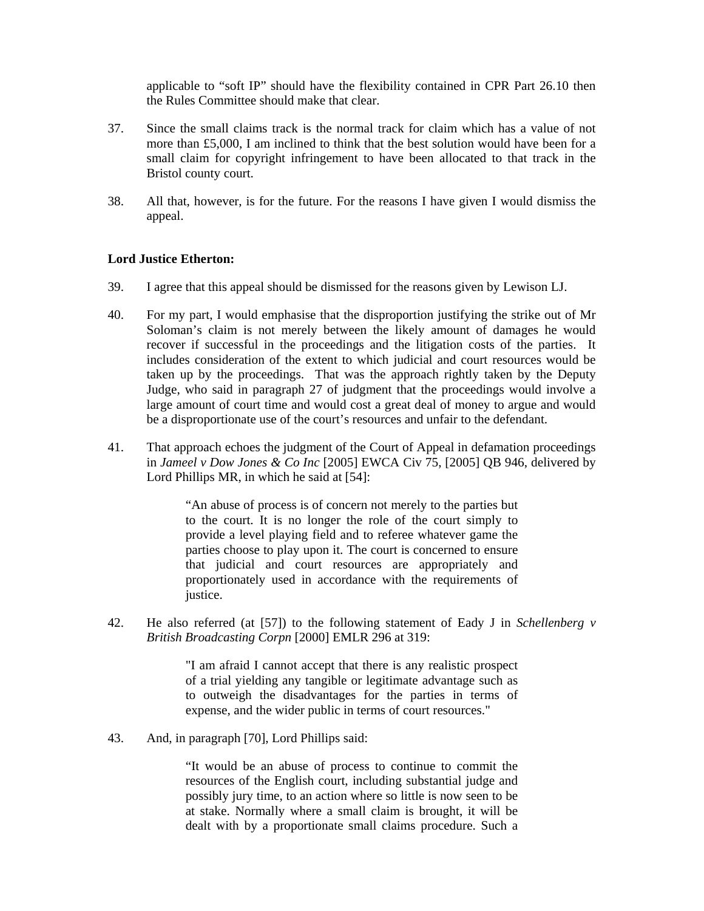applicable to "soft IP" should have the flexibility contained in CPR Part 26.10 then the Rules Committee should make that clear.

37. Since the small claims track is the normal track for claim which has a value of not more than £5,000, I am inclined to think that the best solution would have been for a small claim for copyright infringement to have been allocated to that track in the Bristol county court.

38. All that, however, is for the future. For the reasons I have given I would dismiss the appeal.

**Lord Justice Etherton:**

39. I agree that this appeal should be dismissed for the reasons given by Lewison LJ.

40. For my part, I would emphasise that the disproportion justifying the strike out of Mr Soloman's claim is not merely between the likely amount of damages he would recover if successful in the proceedings and the litigation costs of the parties. It includes consideration of the extent to which judicial and court resources would be taken up by the proceedings. That was the approach rightly taken by the Deputy Judge, who said in paragraph 27 of judgment that the proceedings would involve a large amount of court time and would cost a great deal of money to argue and would be a disproportionate use of the court's resources and unfair to the defendant.

41. That approach echoes the judgment of the Court of Appeal in defamation proceedings in *Jameel v Dow Jones & Co Inc* [2005] EWCA Civ 75, [2005] QB 946, delivered by Lord Phillips MR, in which he said at [54]:

> "An abuse of process is of concern not merely to the parties but to the court. It is no longer the role of the court simply to provide a level playing field and to referee whatever game the parties choose to play upon it. The court is concerned to ensure that judicial and court resources are appropriately and proportionately used in accordance with the requirements of justice.

42. He also referred (at [57]) to the following statement of Eady J in *Schellenberg v British Broadcasting Corpn* [2000] EMLR 296 at 319:

> "I am afraid I cannot accept that there is any realistic prospect of a trial yielding any tangible or legitimate advantage such as to outweigh the disadvantages for the parties in terms of expense, and the wider public in terms of court resources."

43. And, in paragraph [70], Lord Phillips said:

> "It would be an abuse of process to continue to commit the resources of the English court, including substantial judge and possibly jury time, to an action where so little is now seen to be at stake. Normally where a small claim is brought, it will be dealt with by a proportionate small claims procedure. Such a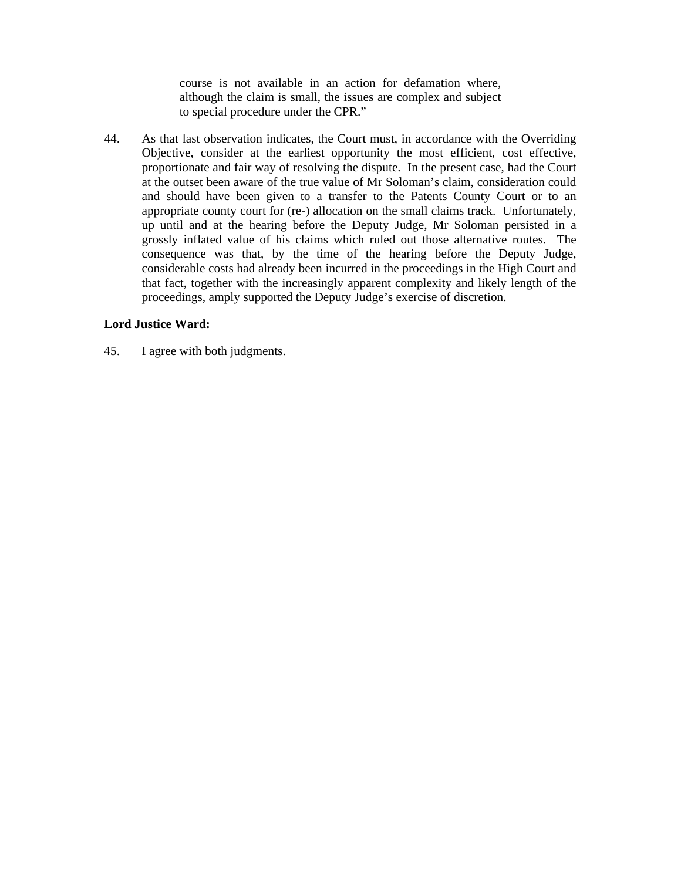> course is not available in an action for defamation where, although the claim is small, the issues are complex and subject to special procedure under the CPR."

44. As that last observation indicates, the Court must, in accordance with the Overriding Objective, consider at the earliest opportunity the most efficient, cost effective, proportionate and fair way of resolving the dispute. In the present case, had the Court at the outset been aware of the true value of Mr Soloman's claim, consideration could and should have been given to a transfer to the Patents County Court or to an appropriate county court for (re-) allocation on the small claims track. Unfortunately, up until and at the hearing before the Deputy Judge, Mr Soloman persisted in a grossly inflated value of his claims which ruled out those alternative routes. The consequence was that, by the time of the hearing before the Deputy Judge, considerable costs had already been incurred in the proceedings in the High Court and that fact, together with the increasingly apparent complexity and likely length of the proceedings, amply supported the Deputy Judge's exercise of discretion.

**Lord Justice Ward:**

45. I agree with both judgments.